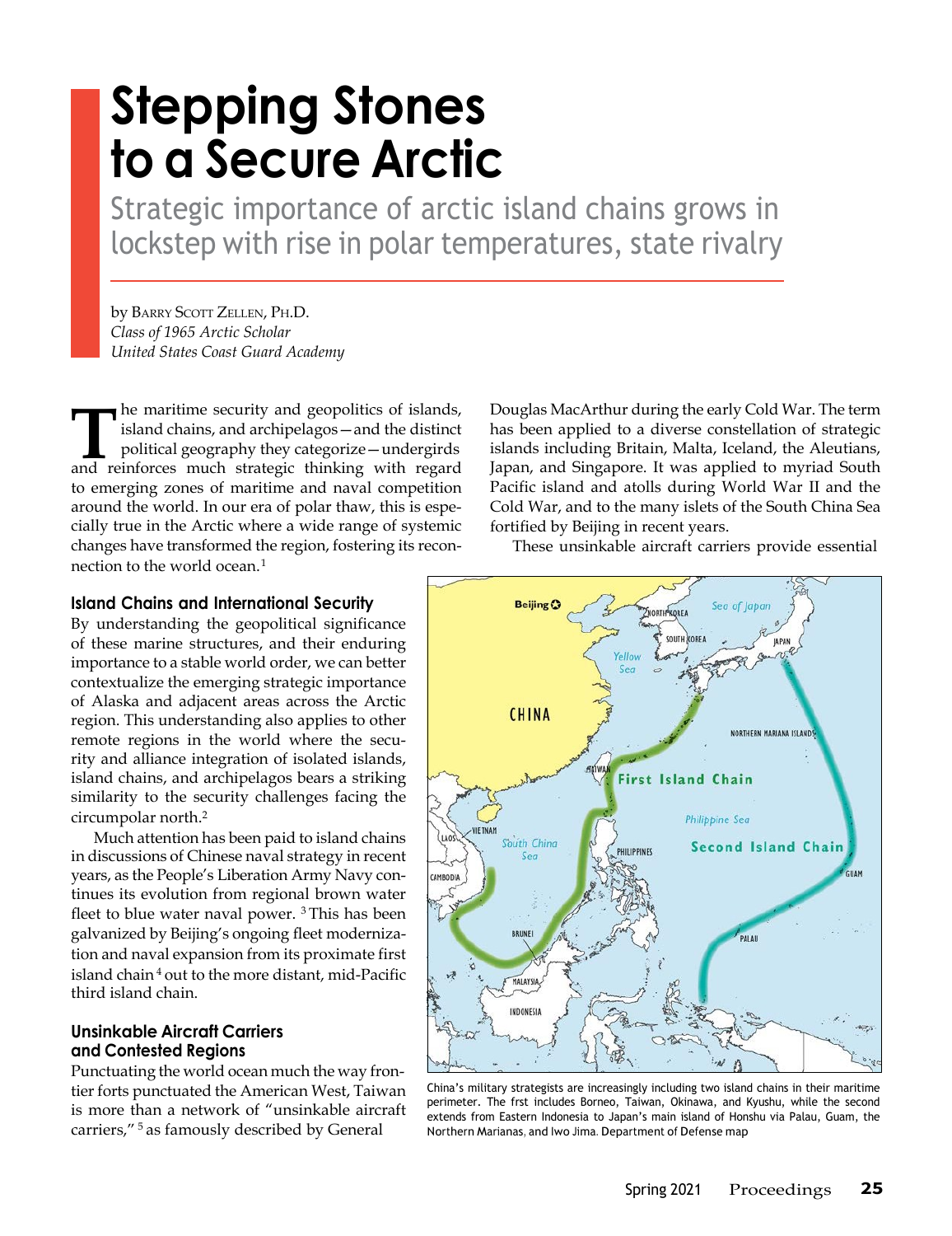# Stepping Stones to a Secure Arctic

## Strategic importance of arctic island chains grows in lockstep with rise in polar temperatures, state rivalry

by Barry Scott Zellen, Ph.D.
*Class of 1965 Arctic Scholar*
*United States Coast Guard Academy*

The maritime security and geopolitics of islands, island chains, and archipelagos—and the distinct political geography they categorize—undergirds and reinforces much strategic thinking with regard to emerging zones of maritime and naval competition around the world. In our era of polar thaw, this is especially true in the Arctic where a wide range of systemic changes have transformed the region, fostering its reconnection to the world ocean.[1]

### Island Chains and International Security

By understanding the geopolitical significance of these marine structures, and their enduring importance to a stable world order, we can better contextualize the emerging strategic importance of Alaska and adjacent areas across the Arctic region. This understanding also applies to other remote regions in the world where the security and alliance integration of isolated islands, island chains, and archipelagos bears a striking similarity to the security challenges facing the circumpolar north.[2]

Much attention has been paid to island chains in discussions of Chinese naval strategy in recent years, as the People's Liberation Army Navy continues its evolution from regional brown water fleet to blue water naval power. [3] This has been galvanized by Beijing's ongoing fleet modernization and naval expansion from its proximate first island chain [4] out to the more distant, mid-Pacific third island chain.

### Unsinkable Aircraft Carriers and Contested Regions

Punctuating the world ocean much the way frontier forts punctuated the American West, Taiwan is more than a network of "unsinkable aircraft carriers," [5] as famously described by General Douglas MacArthur during the early Cold War. The term has been applied to a diverse constellation of strategic islands including Britain, Malta, Iceland, the Aleutians, Japan, and Singapore. It was applied to myriad South Pacific island and atolls during World War II and the Cold War, and to the many islets of the South China Sea fortified by Beijing in recent years.

These unsinkable aircraft carriers provide essential

China's military strategists are increasingly including two island chains in their maritime perimeter. The frst includes Borneo, Taiwan, Okinawa, and Kyushu, while the second extends from Eastern Indonesia to Japan's main island of Honshu via Palau, Guam, the Northern Marianas, and Iwo Jima. Department of Defense map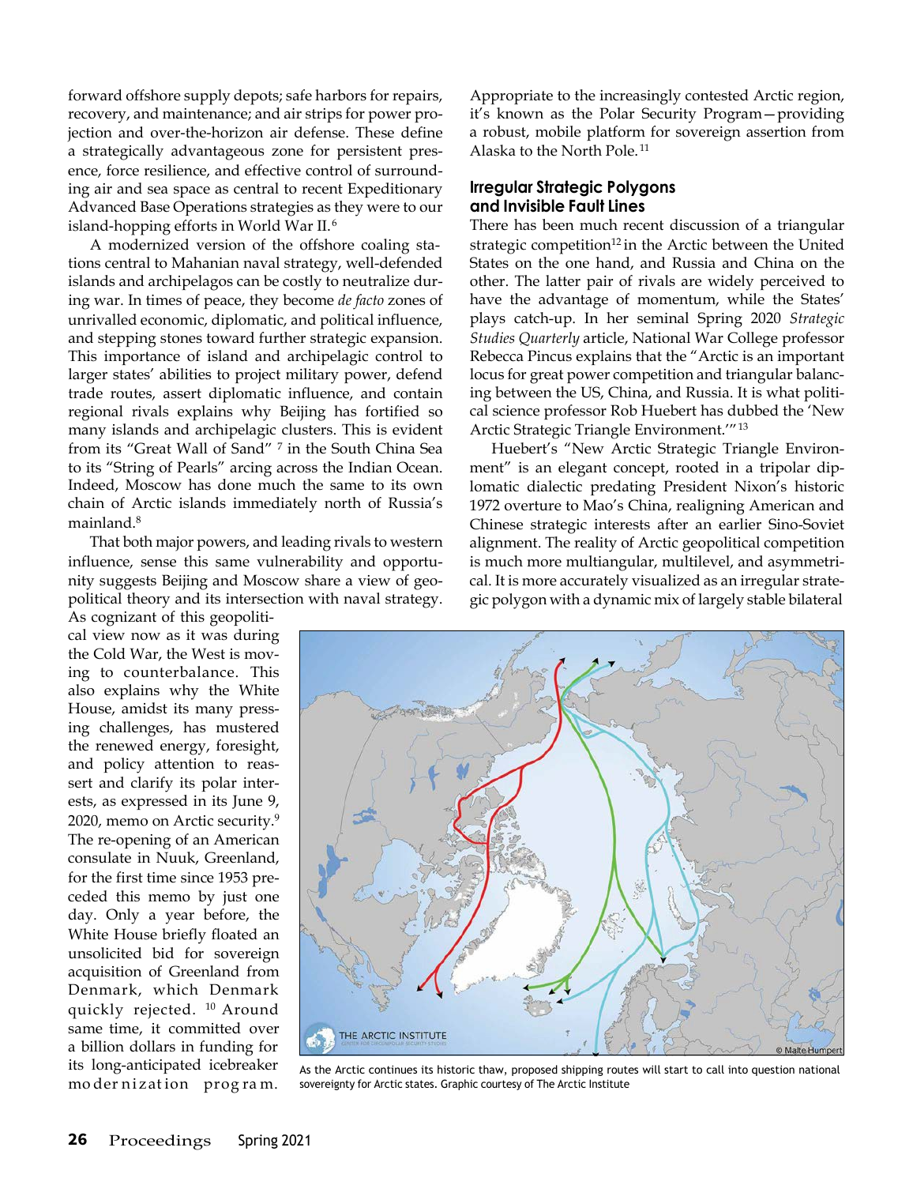forward offshore supply depots; safe harbors for repairs, recovery, and maintenance; and air strips for power projection and over-the-horizon air defense. These define a strategically advantageous zone for persistent presence, force resilience, and effective control of surrounding air and sea space as central to recent Expeditionary Advanced Base Operations strategies as they were to our island-hopping efforts in World War II.[6]

A modernized version of the offshore coaling stations central to Mahanian naval strategy, well-defended islands and archipelagos can be costly to neutralize during war. In times of peace, they become *de facto* zones of unrivalled economic, diplomatic, and political influence, and stepping stones toward further strategic expansion. This importance of island and archipelagic control to larger states' abilities to project military power, defend trade routes, assert diplomatic influence, and contain regional rivals explains why Beijing has fortified so many islands and archipelagic clusters. This is evident from its "Great Wall of Sand" [7] in the South China Sea to its "String of Pearls" arcing across the Indian Ocean. Indeed, Moscow has done much the same to its own chain of Arctic islands immediately north of Russia's mainland.[8]

That both major powers, and leading rivals to western influence, sense this same vulnerability and opportunity suggests Beijing and Moscow share a view of geopolitical theory and its intersection with naval strategy. As cognizant of this geopolitical view now as it was during the Cold War, the West is moving to counterbalance. This also explains why the White House, amidst its many pressing challenges, has mustered the renewed energy, foresight, and policy attention to reassert and clarify its polar interests, as expressed in its June 9, 2020, memo on Arctic security.[9] The re-opening of an American consulate in Nuuk, Greenland, for the first time since 1953 preceded this memo by just one day. Only a year before, the White House briefly floated an unsolicited bid for sovereign acquisition of Greenland from Denmark, which Denmark quickly rejected. [10] Around same time, it committed over a billion dollars in funding for its long-anticipated icebreaker modernization program. Appropriate to the increasingly contested Arctic region, it's known as the Polar Security Program—providing a robust, mobile platform for sovereign assertion from Alaska to the North Pole.[11]

## Irregular Strategic Polygons and Invisible Fault Lines

There has been much recent discussion of a triangular strategic competition[12] in the Arctic between the United States on the one hand, and Russia and China on the other. The latter pair of rivals are widely perceived to have the advantage of momentum, while the States' plays catch-up. In her seminal Spring 2020 *Strategic Studies Quarterly* article, National War College professor Rebecca Pincus explains that the "Arctic is an important locus for great power competition and triangular balancing between the US, China, and Russia. It is what political science professor Rob Huebert has dubbed the 'New Arctic Strategic Triangle Environment.'"[13]

Huebert's "New Arctic Strategic Triangle Environment" is an elegant concept, rooted in a tripolar diplomatic dialectic predating President Nixon's historic 1972 overture to Mao's China, realigning American and Chinese strategic interests after an earlier Sino-Soviet alignment. The reality of Arctic geopolitical competition is much more multiangular, multilevel, and asymmetrical. It is more accurately visualized as an irregular strategic polygon with a dynamic mix of largely stable bilateral

As the Arctic continues its historic thaw, proposed shipping routes will start to call into question national sovereignty for Arctic states. Graphic courtesy of The Arctic Institute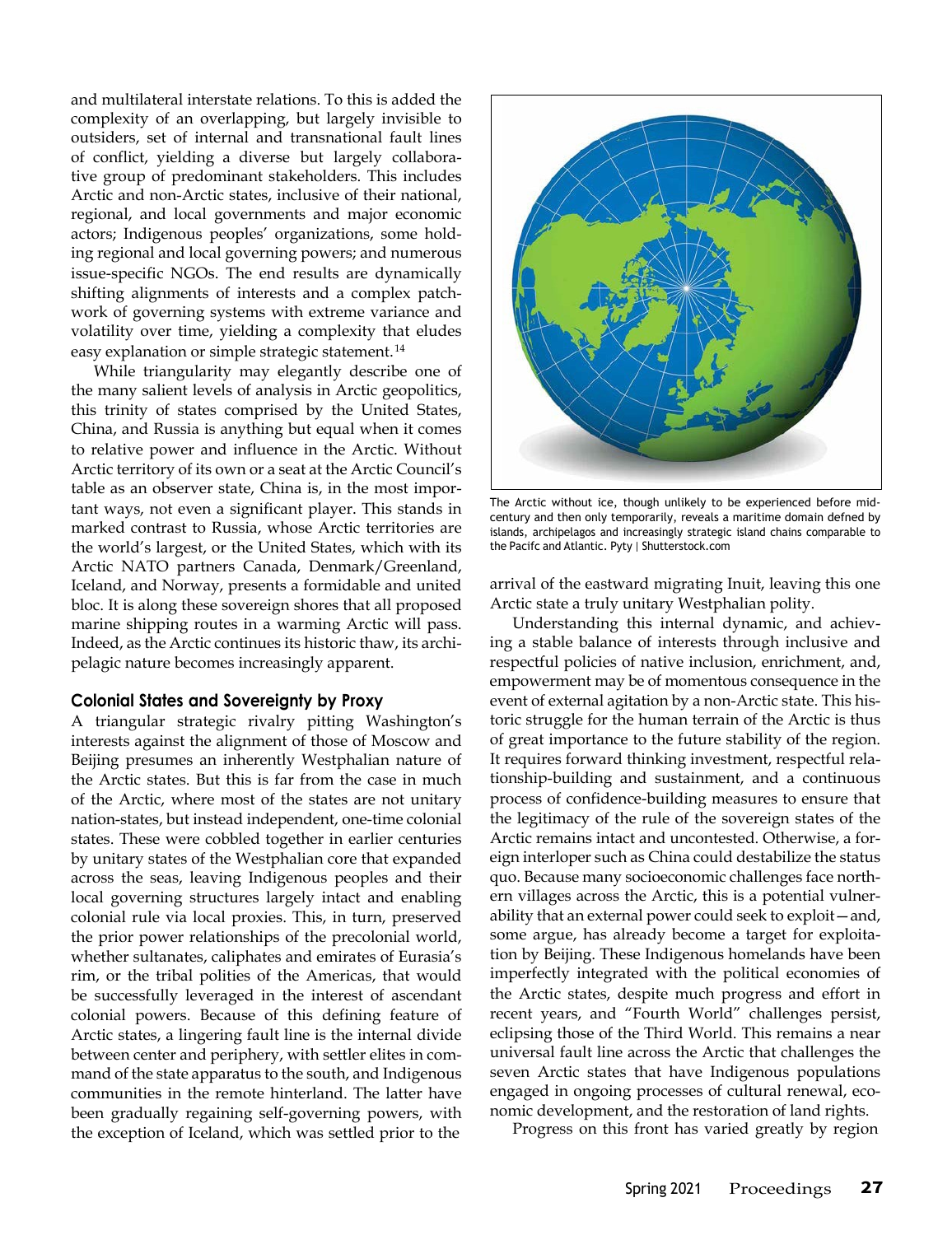and multilateral interstate relations. To this is added the complexity of an overlapping, but largely invisible to outsiders, set of internal and transnational fault lines of conflict, yielding a diverse but largely collaborative group of predominant stakeholders. This includes Arctic and non-Arctic states, inclusive of their national, regional, and local governments and major economic actors; Indigenous peoples' organizations, some holding regional and local governing powers; and numerous issue-specific NGOs. The end results are dynamically shifting alignments of interests and a complex patchwork of governing systems with extreme variance and volatility over time, yielding a complexity that eludes easy explanation or simple strategic statement.[14]

While triangularity may elegantly describe one of the many salient levels of analysis in Arctic geopolitics, this trinity of states comprised by the United States, China, and Russia is anything but equal when it comes to relative power and influence in the Arctic. Without Arctic territory of its own or a seat at the Arctic Council's table as an observer state, China is, in the most important ways, not even a significant player. This stands in marked contrast to Russia, whose Arctic territories are the world's largest, or the United States, which with its Arctic NATO partners Canada, Denmark/Greenland, Iceland, and Norway, presents a formidable and united bloc. It is along these sovereign shores that all proposed marine shipping routes in a warming Arctic will pass. Indeed, as the Arctic continues its historic thaw, its archipelagic nature becomes increasingly apparent.

### Colonial States and Sovereignty by Proxy

A triangular strategic rivalry pitting Washington's interests against the alignment of those of Moscow and Beijing presumes an inherently Westphalian nature of the Arctic states. But this is far from the case in much of the Arctic, where most of the states are not unitary nation-states, but instead independent, one-time colonial states. These were cobbled together in earlier centuries by unitary states of the Westphalian core that expanded across the seas, leaving Indigenous peoples and their local governing structures largely intact and enabling colonial rule via local proxies. This, in turn, preserved the prior power relationships of the precolonial world, whether sultanates, caliphates and emirates of Eurasia's rim, or the tribal polities of the Americas, that would be successfully leveraged in the interest of ascendant colonial powers. Because of this defining feature of Arctic states, a lingering fault line is the internal divide between center and periphery, with settler elites in command of the state apparatus to the south, and Indigenous communities in the remote hinterland. The latter have been gradually regaining self-governing powers, with the exception of Iceland, which was settled prior to the arrival of the eastward migrating Inuit, leaving this one Arctic state a truly unitary Westphalian polity.

The Arctic without ice, though unlikely to be experienced before mid-century and then only temporarily, reveals a maritime domain defned by islands, archipelagos and increasingly strategic island chains comparable to the Pacifc and Atlantic. Pyty | Shutterstock.com

Understanding this internal dynamic, and achieving a stable balance of interests through inclusive and respectful policies of native inclusion, enrichment, and, empowerment may be of momentous consequence in the event of external agitation by a non-Arctic state. This historic struggle for the human terrain of the Arctic is thus of great importance to the future stability of the region. It requires forward thinking investment, respectful relationship-building and sustainment, and a continuous process of confidence-building measures to ensure that the legitimacy of the rule of the sovereign states of the Arctic remains intact and uncontested. Otherwise, a foreign interloper such as China could destabilize the status quo. Because many socioeconomic challenges face northern villages across the Arctic, this is a potential vulnerability that an external power could seek to exploit—and, some argue, has already become a target for exploitation by Beijing. These Indigenous homelands have been imperfectly integrated with the political economies of the Arctic states, despite much progress and effort in recent years, and "Fourth World" challenges persist, eclipsing those of the Third World. This remains a near universal fault line across the Arctic that challenges the seven Arctic states that have Indigenous populations engaged in ongoing processes of cultural renewal, economic development, and the restoration of land rights.

Progress on this front has varied greatly by region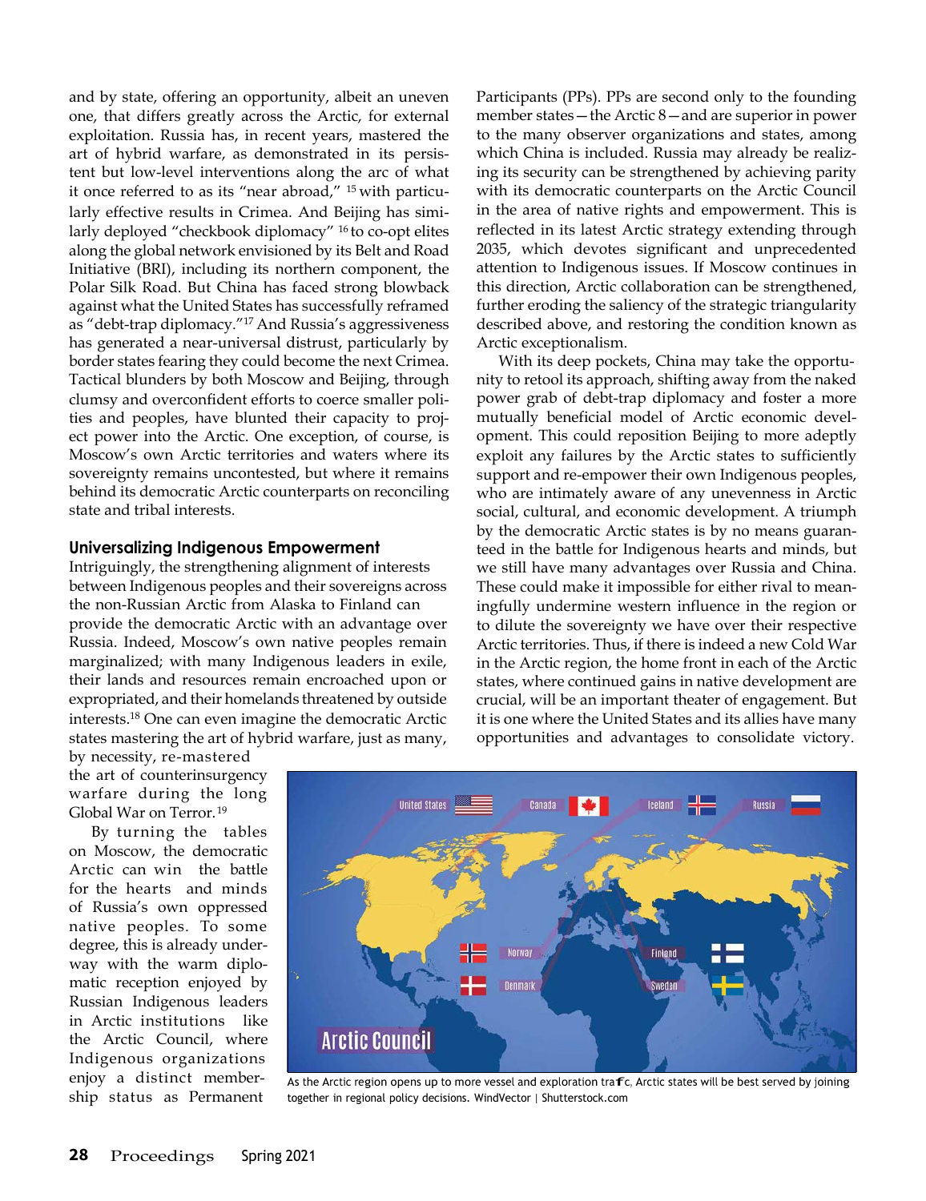and by state, offering an opportunity, albeit an uneven one, that differs greatly across the Arctic, for external exploitation. Russia has, in recent years, mastered the art of hybrid warfare, as demonstrated in its persistent but low-level interventions along the arc of what it once referred to as its "near abroad," [15] with particularly effective results in Crimea. And Beijing has similarly deployed "checkbook diplomacy" [16] to co-opt elites along the global network envisioned by its Belt and Road Initiative (BRI), including its northern component, the Polar Silk Road. But China has faced strong blowback against what the United States has successfully reframed as "debt-trap diplomacy."[17] And Russia's aggressiveness has generated a near-universal distrust, particularly by border states fearing they could become the next Crimea. Tactical blunders by both Moscow and Beijing, through clumsy and overconfident efforts to coerce smaller polities and peoples, have blunted their capacity to project power into the Arctic. One exception, of course, is Moscow's own Arctic territories and waters where its sovereignty remains uncontested, but where it remains behind its democratic Arctic counterparts on reconciling state and tribal interests.

### Universalizing Indigenous Empowerment

Intriguingly, the strengthening alignment of interests between Indigenous peoples and their sovereigns across the non-Russian Arctic from Alaska to Finland can provide the democratic Arctic with an advantage over Russia. Indeed, Moscow's own native peoples remain marginalized; with many Indigenous leaders in exile, their lands and resources remain encroached upon or expropriated, and their homelands threatened by outside interests.[18] One can even imagine the democratic Arctic states mastering the art of hybrid warfare, just as many, by necessity, re-mastered the art of counterinsurgency warfare during the long Global War on Terror.[19]

By turning the tables on Moscow, the democratic Arctic can win the battle for the hearts and minds of Russia's own oppressed native peoples. To some degree, this is already underway with the warm diplomatic reception enjoyed by Russian Indigenous leaders in Arctic institutions like the Arctic Council, where Indigenous organizations enjoy a distinct membership status as Permanent Participants (PPs). PPs are second only to the founding member states—the Arctic 8—and are superior in power to the many observer organizations and states, among which China is included. Russia may already be realizing its security can be strengthened by achieving parity with its democratic counterparts on the Arctic Council in the area of native rights and empowerment. This is reflected in its latest Arctic strategy extending through 2035, which devotes significant and unprecedented attention to Indigenous issues. If Moscow continues in this direction, Arctic collaboration can be strengthened, further eroding the saliency of the strategic triangularity described above, and restoring the condition known as Arctic exceptionalism.

With its deep pockets, China may take the opportunity to retool its approach, shifting away from the naked power grab of debt-trap diplomacy and foster a more mutually beneficial model of Arctic economic development. This could reposition Beijing to more adeptly exploit any failures by the Arctic states to sufficiently support and re-empower their own Indigenous peoples, who are intimately aware of any unevenness in Arctic social, cultural, and economic development. A triumph by the democratic Arctic states is by no means guaranteed in the battle for Indigenous hearts and minds, but we still have many advantages over Russia and China. These could make it impossible for either rival to meaningfully undermine western influence in the region or to dilute the sovereignty we have over their respective Arctic territories. Thus, if there is indeed a new Cold War in the Arctic region, the home front in each of the Arctic states, where continued gains in native development are crucial, will be an important theater of engagement. But it is one where the United States and its allies have many opportunities and advantages to consolidate victory.

As the Arctic region opens up to more vessel and exploration traffic, Arctic states will be best served by joining together in regional policy decisions. WindVector | Shutterstock.com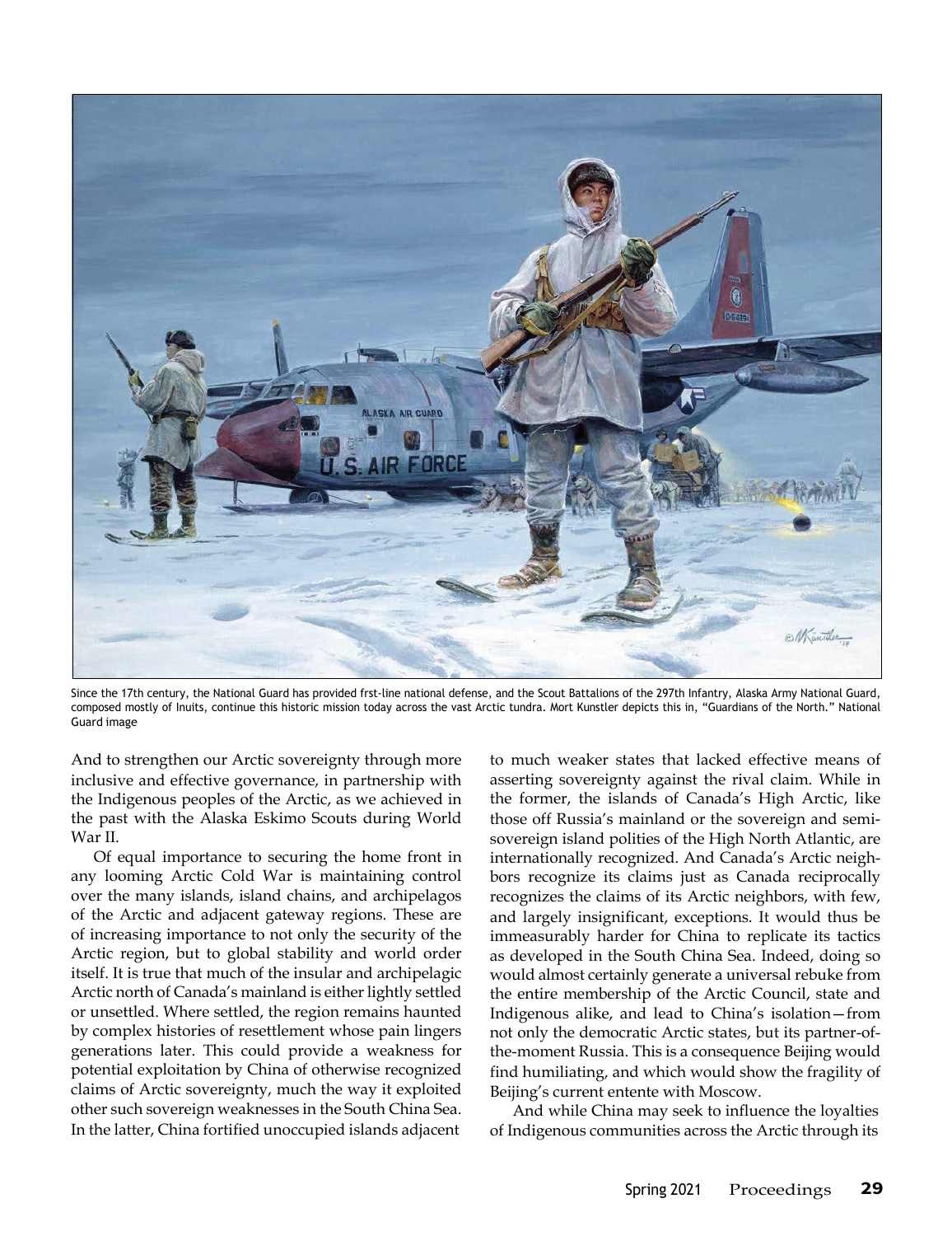Since the 17th century, the National Guard has provided frst-line national defense, and the Scout Battalions of the 297th Infantry, Alaska Army National Guard, composed mostly of Inuits, continue this historic mission today across the vast Arctic tundra. Mort Kunstler depicts this in, "Guardians of the North." National Guard image

And to strengthen our Arctic sovereignty through more inclusive and effective governance, in partnership with the Indigenous peoples of the Arctic, as we achieved in the past with the Alaska Eskimo Scouts during World War II.

Of equal importance to securing the home front in any looming Arctic Cold War is maintaining control over the many islands, island chains, and archipelagos of the Arctic and adjacent gateway regions. These are of increasing importance to not only the security of the Arctic region, but to global stability and world order itself. It is true that much of the insular and archipelagic Arctic north of Canada's mainland is either lightly settled or unsettled. Where settled, the region remains haunted by complex histories of resettlement whose pain lingers generations later. This could provide a weakness for potential exploitation by China of otherwise recognized claims of Arctic sovereignty, much the way it exploited other such sovereign weaknesses in the South China Sea. In the latter, China fortified unoccupied islands adjacent to much weaker states that lacked effective means of asserting sovereignty against the rival claim. While in the former, the islands of Canada's High Arctic, like those off Russia's mainland or the sovereign and semi-sovereign island polities of the High North Atlantic, are internationally recognized. And Canada's Arctic neighbors recognize its claims just as Canada reciprocally recognizes the claims of its Arctic neighbors, with few, and largely insignificant, exceptions. It would thus be immeasurably harder for China to replicate its tactics as developed in the South China Sea. Indeed, doing so would almost certainly generate a universal rebuke from the entire membership of the Arctic Council, state and Indigenous alike, and lead to China's isolation—from not only the democratic Arctic states, but its partner-of-the-moment Russia. This is a consequence Beijing would find humiliating, and which would show the fragility of Beijing's current entente with Moscow.

And while China may seek to influence the loyalties of Indigenous communities across the Arctic through its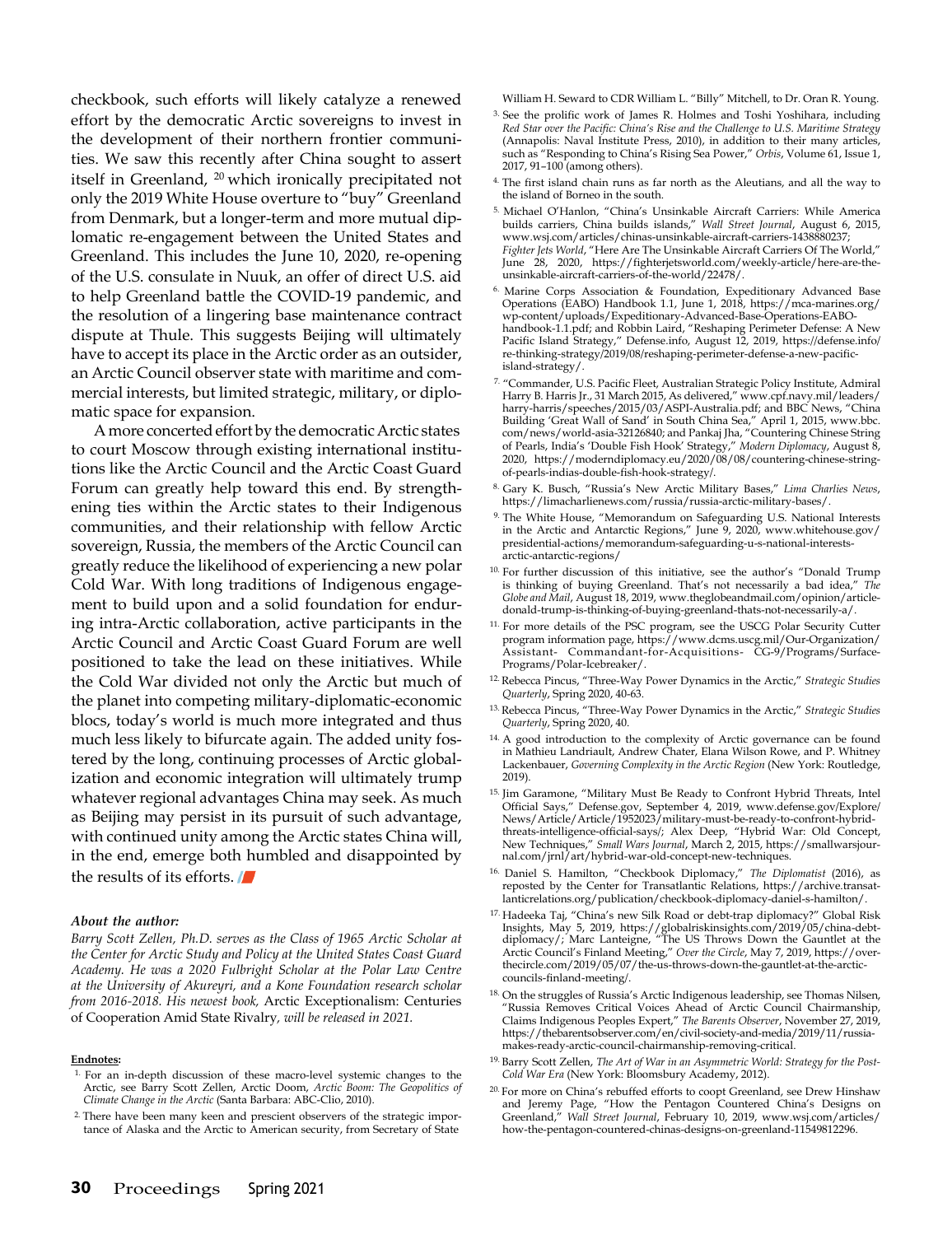checkbook, such efforts will likely catalyze a renewed effort by the democratic Arctic sovereigns to invest in the development of their northern frontier communities. We saw this recently after China sought to assert itself in Greenland, [20] which ironically precipitated not only the 2019 White House overture to "buy" Greenland from Denmark, but a longer-term and more mutual diplomatic re-engagement between the United States and Greenland. This includes the June 10, 2020, re-opening of the U.S. consulate in Nuuk, an offer of direct U.S. aid to help Greenland battle the COVID-19 pandemic, and the resolution of a lingering base maintenance contract dispute at Thule. This suggests Beijing will ultimately have to accept its place in the Arctic order as an outsider, an Arctic Council observer state with maritime and commercial interests, but limited strategic, military, or diplomatic space for expansion.

A more concerted effort by the democratic Arctic states to court Moscow through existing international institutions like the Arctic Council and the Arctic Coast Guard Forum can greatly help toward this end. By strengthening ties within the Arctic states to their Indigenous communities, and their relationship with fellow Arctic sovereign, Russia, the members of the Arctic Council can greatly reduce the likelihood of experiencing a new polar Cold War. With long traditions of Indigenous engagement to build upon and a solid foundation for enduring intra-Arctic collaboration, active participants in the Arctic Council and Arctic Coast Guard Forum are well positioned to take the lead on these initiatives. While the Cold War divided not only the Arctic but much of the planet into competing military-diplomatic-economic blocs, today's world is much more integrated and thus much less likely to bifurcate again. The added unity fostered by the long, continuing processes of Arctic globalization and economic integration will ultimately trump whatever regional advantages China may seek. As much as Beijing may persist in its pursuit of such advantage, with continued unity among the Arctic states China will, in the end, emerge both humbled and disappointed by the results of its efforts.

***About the author:***

*Barry Scott Zellen, Ph.D. serves as the Class of 1965 Arctic Scholar at the Center for Arctic Study and Policy at the United States Coast Guard Academy. He was a 2020 Fulbright Scholar at the Polar Law Centre at the University of Akureyri, and a Kone Foundation research scholar from 2016-2018. His newest book,* Arctic Exceptionalism: Centuries of Cooperation Amid State Rivalry, *will be released in 2021.*

**Endnotes:**

1. For an in-depth discussion of these macro-level systemic changes to the Arctic, see Barry Scott Zellen, Arctic Doom, *Arctic Boom: The Geopolitics of Climate Change in the Arctic* (Santa Barbara: ABC-Clio, 2010).
2. There have been many keen and prescient observers of the strategic importance of Alaska and the Arctic to American security, from Secretary of State William H. Seward to CDR William L. "Billy" Mitchell, to Dr. Oran R. Young.
3. See the prolific work of James R. Holmes and Toshi Yoshihara, including *Red Star over the Pacific: China's Rise and the Challenge to U.S. Maritime Strategy* (Annapolis: Naval Institute Press, 2010), in addition to their many articles, such as "Responding to China's Rising Sea Power," *Orbis*, Volume 61, Issue 1, 2017, 91–100 (among others).
4. The first island chain runs as far north as the Aleutians, and all the way to the island of Borneo in the south.
5. Michael O'Hanlon, "China's Unsinkable Aircraft Carriers: While America builds carriers, China builds islands," *Wall Street Journal*, August 6, 2015, www.wsj.com/articles/chinas-unsinkable-aircraft-carriers-1438880237; *Fighter Jets World*, "Here Are The Unsinkable Aircraft Carriers Of The World," June 28, 2020, https://fighterjetsworld.com/weekly-article/here-are-the-unsinkable-aircraft-carriers-of-the-world/22478/.
6. Marine Corps Association & Foundation, Expeditionary Advanced Base Operations (EABO) Handbook 1.1, June 1, 2018, https://mca-marines.org/wp-content/uploads/Expeditionary-Advanced-Base-Operations-EABO-handbook-1.1.pdf; and Robbin Laird, "Reshaping Perimeter Defense: A New Pacific Island Strategy," Defense.info, August 12, 2019, https://defense.info/re-thinking-strategy/2019/08/reshaping-perimeter-defense-a-new-pacific-island-strategy/.
7. "Commander, U.S. Pacific Fleet, Australian Strategic Policy Institute, Admiral Harry B. Harris Jr., 31 March 2015, As delivered," www.cpf.navy.mil/leaders/harry-harris/speeches/2015/03/ASPI-Australia.pdf; and BBC News, "China Building 'Great Wall of Sand' in South China Sea," April 1, 2015, www.bbc.com/news/world-asia-32126840; and Pankaj Jha, "Countering Chinese String of Pearls, India's 'Double Fish Hook' Strategy," *Modern Diplomacy*, August 8, 2020, https://moderndiplomacy.eu/2020/08/08/countering-chinese-string-of-pearls-indias-double-fish-hook-strategy/.
8. Gary K. Busch, "Russia's New Arctic Military Bases," *Lima Charlies News*, https://limacharlienews.com/russia/russia-arctic-military-bases/.
9. The White House, "Memorandum on Safeguarding U.S. National Interests in the Arctic and Antarctic Regions," June 9, 2020, www.whitehouse.gov/presidential-actions/memorandum-safeguarding-u-s-national-interests-arctic-antarctic-regions/
10. For further discussion of this initiative, see the author's "Donald Trump is thinking of buying Greenland. That's not necessarily a bad idea," *The Globe and Mail*, August 18, 2019, www.theglobeandmail.com/opinion/article-donald-trump-is-thinking-of-buying-greenland-thats-not-necessarily-a/.
11. For more details of the PSC program, see the USCG Polar Security Cutter program information page, https://www.dcms.uscg.mil/Our-Organization/Assistant- Commandant-for-Acquisitions- CG-9/Programs/Surface-Programs/Polar-Icebreaker/.
12. Rebecca Pincus, "Three-Way Power Dynamics in the Arctic," *Strategic Studies Quarterly*, Spring 2020, 40-63.
13. Rebecca Pincus, "Three-Way Power Dynamics in the Arctic," *Strategic Studies Quarterly*, Spring 2020, 40.
14. A good introduction to the complexity of Arctic governance can be found in Mathieu Landriault, Andrew Chater, Elana Wilson Rowe, and P. Whitney Lackenbauer, *Governing Complexity in the Arctic Region* (New York: Routledge, 2019).
15. Jim Garamone, "Military Must Be Ready to Confront Hybrid Threats, Intel Official Says," Defense.gov, September 4, 2019, www.defense.gov/Explore/News/Article/Article/1952023/military-must-be-ready-to-confront-hybrid-threats-intelligence-official-says/; Alex Deep, "Hybrid War: Old Concept, New Techniques," *Small Wars Journal*, March 2, 2015, https://smallwarsjournal.com/jrnl/art/hybrid-war-old-concept-new-techniques.
16. Daniel S. Hamilton, "Checkbook Diplomacy," *The Diplomatist* (2016), as reposted by the Center for Transatlantic Relations, https://archive.transatlanticrelations.org/publication/checkbook-diplomacy-daniel-s-hamilton/.
17. Hadeeka Taj, "China's new Silk Road or debt-trap diplomacy?" Global Risk Insights, May 5, 2019, https://globalriskinsights.com/2019/05/china-debt-diplomacy/; Marc Lanteigne, "The US Throws Down the Gauntlet at the Arctic Council's Finland Meeting," *Over the Circle*, May 7, 2019, https://overthecircle.com/2019/05/07/the-us-throws-down-the-gauntlet-at-the-arctic-councils-finland-meeting/.
18. On the struggles of Russia's Arctic Indigenous leadership, see Thomas Nilsen, "Russia Removes Critical Voices Ahead of Arctic Council Chairmanship, Claims Indigenous Peoples Expert," *The Barents Observer*, November 27, 2019, https://thebarentsobserver.com/en/civil-society-and-media/2019/11/russia-makes-ready-arctic-council-chairmanship-removing-critical.
19. Barry Scott Zellen, *The Art of War in an Asymmetric World: Strategy for the Post-Cold War Era* (New York: Bloomsbury Academy, 2012).
20. For more on China's rebuffed efforts to coopt Greenland, see Drew Hinshaw and Jeremy Page, "How the Pentagon Countered China's Designs on Greenland," *Wall Street Journal*, February 10, 2019, www.wsj.com/articles/how-the-pentagon-countered-chinas-designs-on-greenland-11549812296.